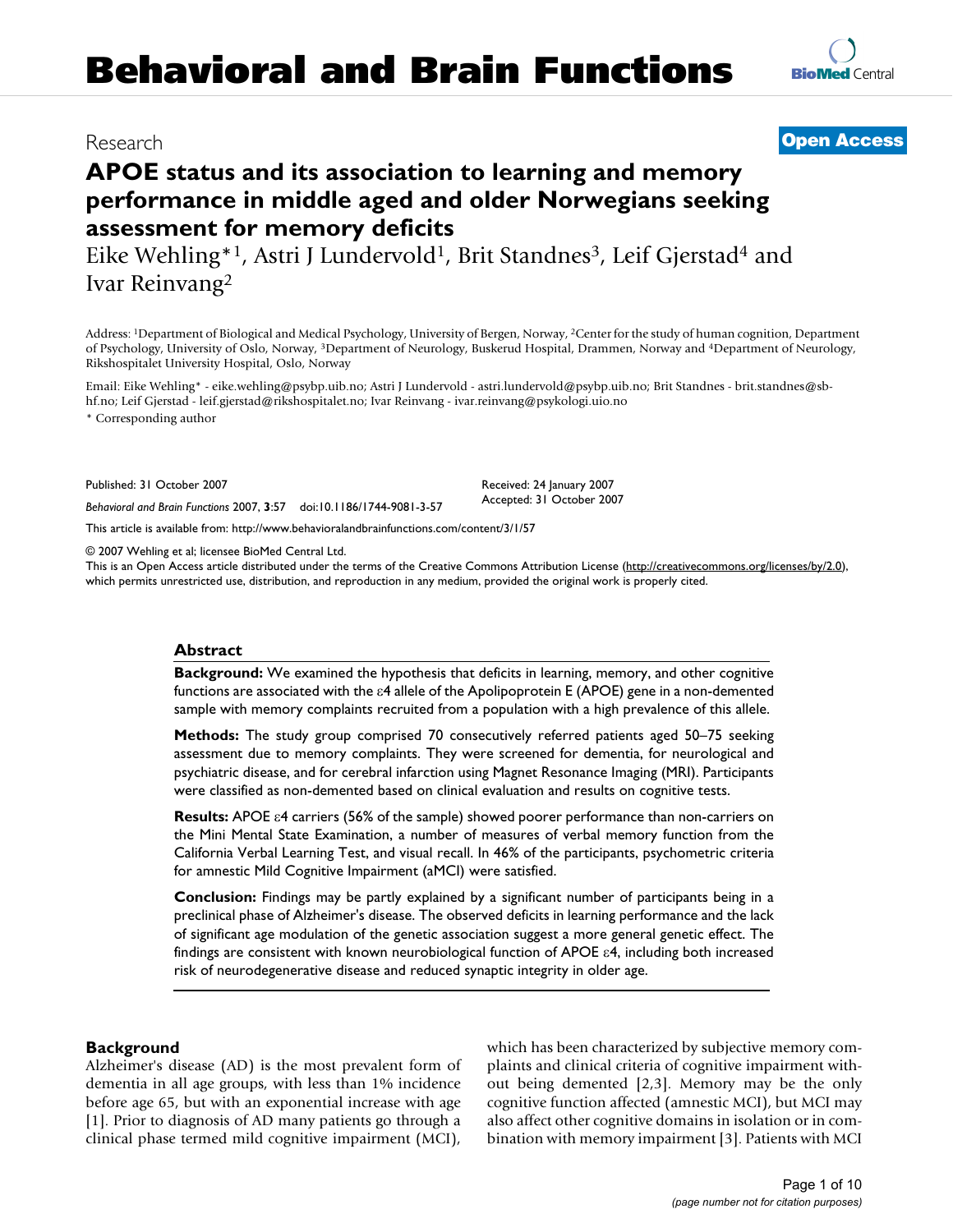# Behavioral and Brain Functions

Research

Open Access

# APOE status and its association to learning and memory performance in middle aged and older Norwegians seeking assessment for memory deficits

Eike Wehling*[1], Astri J Lundervold[1], Brit Standnes[3], Leif Gjerstad[4] and Ivar Reinvang[2]

Address: [1]Department of Biological and Medical Psychology, University of Bergen, Norway, [2]Center for the study of human cognition, Department of Psychology, University of Oslo, Norway, [3]Department of Neurology, Buskerud Hospital, Drammen, Norway and [4]Department of Neurology, Rikshospitalet University Hospital, Oslo, Norway

Email: Eike Wehling* - eike.wehling@psybp.uib.no; Astri J Lundervold - astri.lundervold@psybp.uib.no; Brit Standnes - brit.standnes@sb-hf.no; Leif Gjerstad - leif.gjerstad@rikshospitalet.no; Ivar Reinvang - ivar.reinvang@psykologi.uio.no

\* Corresponding author

Published: 31 October 2007

*Behavioral and Brain Functions* 2007, **3**:57 doi:10.1186/1744-9081-3-57

Received: 24 January 2007
Accepted: 31 October 2007

This article is available from: http://www.behavioralandbrainfunctions.com/content/3/1/57

© 2007 Wehling et al; licensee BioMed Central Ltd.
This is an Open Access article distributed under the terms of the Creative Commons Attribution License (http://creativecommons.org/licenses/by/2.0), which permits unrestricted use, distribution, and reproduction in any medium, provided the original work is properly cited.

## Abstract

**Background:** We examined the hypothesis that deficits in learning, memory, and other cognitive functions are associated with the ε4 allele of the Apolipoprotein E (APOE) gene in a non-demented sample with memory complaints recruited from a population with a high prevalence of this allele.

**Methods:** The study group comprised 70 consecutively referred patients aged 50–75 seeking assessment due to memory complaints. They were screened for dementia, for neurological and psychiatric disease, and for cerebral infarction using Magnet Resonance Imaging (MRI). Participants were classified as non-demented based on clinical evaluation and results on cognitive tests.

**Results:** APOE ε4 carriers (56% of the sample) showed poorer performance than non-carriers on the Mini Mental State Examination, a number of measures of verbal memory function from the California Verbal Learning Test, and visual recall. In 46% of the participants, psychometric criteria for amnestic Mild Cognitive Impairment (aMCI) were satisfied.

**Conclusion:** Findings may be partly explained by a significant number of participants being in a preclinical phase of Alzheimer's disease. The observed deficits in learning performance and the lack of significant age modulation of the genetic association suggest a more general genetic effect. The findings are consistent with known neurobiological function of APOE ε4, including both increased risk of neurodegenerative disease and reduced synaptic integrity in older age.

## Background

Alzheimer's disease (AD) is the most prevalent form of dementia in all age groups, with less than 1% incidence before age 65, but with an exponential increase with age [1]. Prior to diagnosis of AD many patients go through a clinical phase termed mild cognitive impairment (MCI), which has been characterized by subjective memory complaints and clinical criteria of cognitive impairment without being demented [2,3]. Memory may be the only cognitive function affected (amnestic MCI), but MCI may also affect other cognitive domains in isolation or in combination with memory impairment [3]. Patients with MCI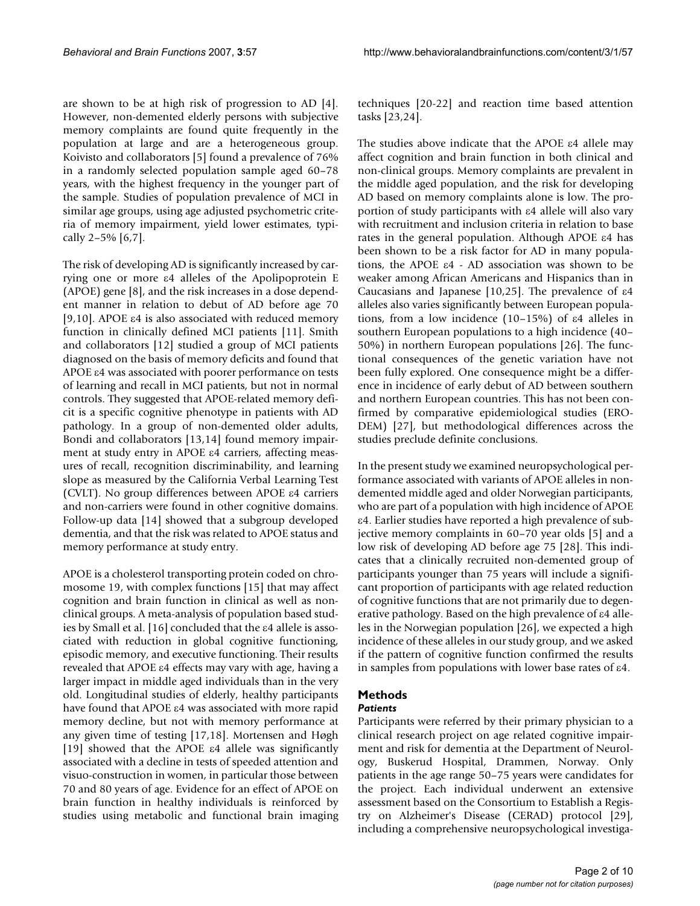are shown to be at high risk of progression to AD [4]. However, non-demented elderly persons with subjective memory complaints are found quite frequently in the population at large and are a heterogeneous group. Koivisto and collaborators [5] found a prevalence of 76% in a randomly selected population sample aged 60–78 years, with the highest frequency in the younger part of the sample. Studies of population prevalence of MCI in similar age groups, using age adjusted psychometric criteria of memory impairment, yield lower estimates, typically 2–5% [6,7].

The risk of developing AD is significantly increased by carrying one or more ε4 alleles of the Apolipoprotein E (APOE) gene [8], and the risk increases in a dose dependent manner in relation to debut of AD before age 70 [9,10]. APOE ε4 is also associated with reduced memory function in clinically defined MCI patients [11]. Smith and collaborators [12] studied a group of MCI patients diagnosed on the basis of memory deficits and found that APOE ε4 was associated with poorer performance on tests of learning and recall in MCI patients, but not in normal controls. They suggested that APOE-related memory deficit is a specific cognitive phenotype in patients with AD pathology. In a group of non-demented older adults, Bondi and collaborators [13,14] found memory impairment at study entry in APOE ε4 carriers, affecting measures of recall, recognition discriminability, and learning slope as measured by the California Verbal Learning Test (CVLT). No group differences between APOE ε4 carriers and non-carriers were found in other cognitive domains. Follow-up data [14] showed that a subgroup developed dementia, and that the risk was related to APOE status and memory performance at study entry.

APOE is a cholesterol transporting protein coded on chromosome 19, with complex functions [15] that may affect cognition and brain function in clinical as well as non-clinical groups. A meta-analysis of population based studies by Small et al. [16] concluded that the ε4 allele is associated with reduction in global cognitive functioning, episodic memory, and executive functioning. Their results revealed that APOE ε4 effects may vary with age, having a larger impact in middle aged individuals than in the very old. Longitudinal studies of elderly, healthy participants have found that APOE ε4 was associated with more rapid memory decline, but not with memory performance at any given time of testing [17,18]. Mortensen and Høgh [19] showed that the APOE ε4 allele was significantly associated with a decline in tests of speeded attention and visuo-construction in women, in particular those between 70 and 80 years of age. Evidence for an effect of APOE on brain function in healthy individuals is reinforced by studies using metabolic and functional brain imaging techniques [20-22] and reaction time based attention tasks [23,24].

The studies above indicate that the APOE ε4 allele may affect cognition and brain function in both clinical and non-clinical groups. Memory complaints are prevalent in the middle aged population, and the risk for developing AD based on memory complaints alone is low. The proportion of study participants with ε4 allele will also vary with recruitment and inclusion criteria in relation to base rates in the general population. Although APOE ε4 has been shown to be a risk factor for AD in many populations, the APOE ε4 - AD association was shown to be weaker among African Americans and Hispanics than in Caucasians and Japanese [10,25]. The prevalence of ε4 alleles also varies significantly between European populations, from a low incidence (10–15%) of ε4 alleles in southern European populations to a high incidence (40–50%) in northern European populations [26]. The functional consequences of the genetic variation have not been fully explored. One consequence might be a difference in incidence of early debut of AD between southern and northern European countries. This has not been confirmed by comparative epidemiological studies (ERO-DEM) [27], but methodological differences across the studies preclude definite conclusions.

In the present study we examined neuropsychological performance associated with variants of APOE alleles in non-demented middle aged and older Norwegian participants, who are part of a population with high incidence of APOE ε4. Earlier studies have reported a high prevalence of subjective memory complaints in 60–70 year olds [5] and a low risk of developing AD before age 75 [28]. This indicates that a clinically recruited non-demented group of participants younger than 75 years will include a significant proportion of participants with age related reduction of cognitive functions that are not primarily due to degenerative pathology. Based on the high prevalence of ε4 alleles in the Norwegian population [26], we expected a high incidence of these alleles in our study group, and we asked if the pattern of cognitive function confirmed the results in samples from populations with lower base rates of ε4.

## Methods

### *Patients*

Participants were referred by their primary physician to a clinical research project on age related cognitive impairment and risk for dementia at the Department of Neurology, Buskerud Hospital, Drammen, Norway. Only patients in the age range 50–75 years were candidates for the project. Each individual underwent an extensive assessment based on the Consortium to Establish a Registry on Alzheimer's Disease (CERAD) protocol [29], including a comprehensive neuropsychological investiga-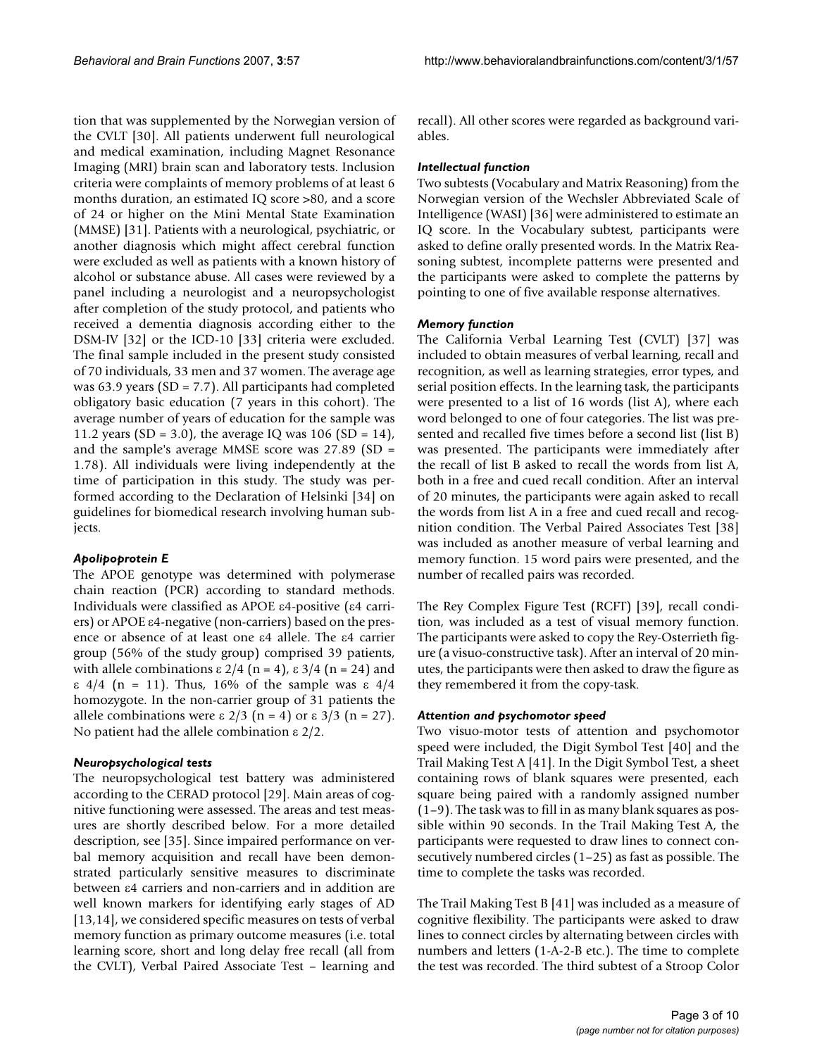tion that was supplemented by the Norwegian version of the CVLT [30]. All patients underwent full neurological and medical examination, including Magnet Resonance Imaging (MRI) brain scan and laboratory tests. Inclusion criteria were complaints of memory problems of at least 6 months duration, an estimated IQ score >80, and a score of 24 or higher on the Mini Mental State Examination (MMSE) [31]. Patients with a neurological, psychiatric, or another diagnosis which might affect cerebral function were excluded as well as patients with a known history of alcohol or substance abuse. All cases were reviewed by a panel including a neurologist and a neuropsychologist after completion of the study protocol, and patients who received a dementia diagnosis according either to the DSM-IV [32] or the ICD-10 [33] criteria were excluded. The final sample included in the present study consisted of 70 individuals, 33 men and 37 women. The average age was 63.9 years (SD = 7.7). All participants had completed obligatory basic education (7 years in this cohort). The average number of years of education for the sample was 11.2 years (SD = 3.0), the average IQ was 106 (SD = 14), and the sample's average MMSE score was 27.89 (SD = 1.78). All individuals were living independently at the time of participation in this study. The study was performed according to the Declaration of Helsinki [34] on guidelines for biomedical research involving human subjects.

### *Apolipoprotein E*

The APOE genotype was determined with polymerase chain reaction (PCR) according to standard methods. Individuals were classified as APOE ε4-positive (ε4 carriers) or APOE ε4-negative (non-carriers) based on the presence or absence of at least one ε4 allele. The ε4 carrier group (56% of the study group) comprised 39 patients, with allele combinations ε 2/4 (n = 4), ε 3/4 (n = 24) and ε 4/4 (n = 11). Thus, 16% of the sample was ε 4/4 homozygote. In the non-carrier group of 31 patients the allele combinations were ε 2/3 (n = 4) or ε 3/3 (n = 27). No patient had the allele combination ε 2/2.

### *Neuropsychological tests*

The neuropsychological test battery was administered according to the CERAD protocol [29]. Main areas of cognitive functioning were assessed. The areas and test measures are shortly described below. For a more detailed description, see [35]. Since impaired performance on verbal memory acquisition and recall have been demonstrated particularly sensitive measures to discriminate between ε4 carriers and non-carriers and in addition are well known markers for identifying early stages of AD [13,14], we considered specific measures on tests of verbal memory function as primary outcome measures (i.e. total learning score, short and long delay free recall (all from the CVLT), Verbal Paired Associate Test – learning and recall). All other scores were regarded as background variables.

### *Intellectual function*

Two subtests (Vocabulary and Matrix Reasoning) from the Norwegian version of the Wechsler Abbreviated Scale of Intelligence (WASI) [36] were administered to estimate an IQ score. In the Vocabulary subtest, participants were asked to define orally presented words. In the Matrix Reasoning subtest, incomplete patterns were presented and the participants were asked to complete the patterns by pointing to one of five available response alternatives.

### *Memory function*

The California Verbal Learning Test (CVLT) [37] was included to obtain measures of verbal learning, recall and recognition, as well as learning strategies, error types, and serial position effects. In the learning task, the participants were presented to a list of 16 words (list A), where each word belonged to one of four categories. The list was presented and recalled five times before a second list (list B) was presented. The participants were immediately after the recall of list B asked to recall the words from list A, both in a free and cued recall condition. After an interval of 20 minutes, the participants were again asked to recall the words from list A in a free and cued recall and recognition condition. The Verbal Paired Associates Test [38] was included as another measure of verbal learning and memory function. 15 word pairs were presented, and the number of recalled pairs was recorded.

The Rey Complex Figure Test (RCFT) [39], recall condition, was included as a test of visual memory function. The participants were asked to copy the Rey-Osterrieth figure (a visuo-constructive task). After an interval of 20 minutes, the participants were then asked to draw the figure as they remembered it from the copy-task.

### *Attention and psychomotor speed*

Two visuo-motor tests of attention and psychomotor speed were included, the Digit Symbol Test [40] and the Trail Making Test A [41]. In the Digit Symbol Test, a sheet containing rows of blank squares were presented, each square being paired with a randomly assigned number (1–9). The task was to fill in as many blank squares as possible within 90 seconds. In the Trail Making Test A, the participants were requested to draw lines to connect consecutively numbered circles (1–25) as fast as possible. The time to complete the tasks was recorded.

The Trail Making Test B [41] was included as a measure of cognitive flexibility. The participants were asked to draw lines to connect circles by alternating between circles with numbers and letters (1-A-2-B etc.). The time to complete the test was recorded. The third subtest of a Stroop Color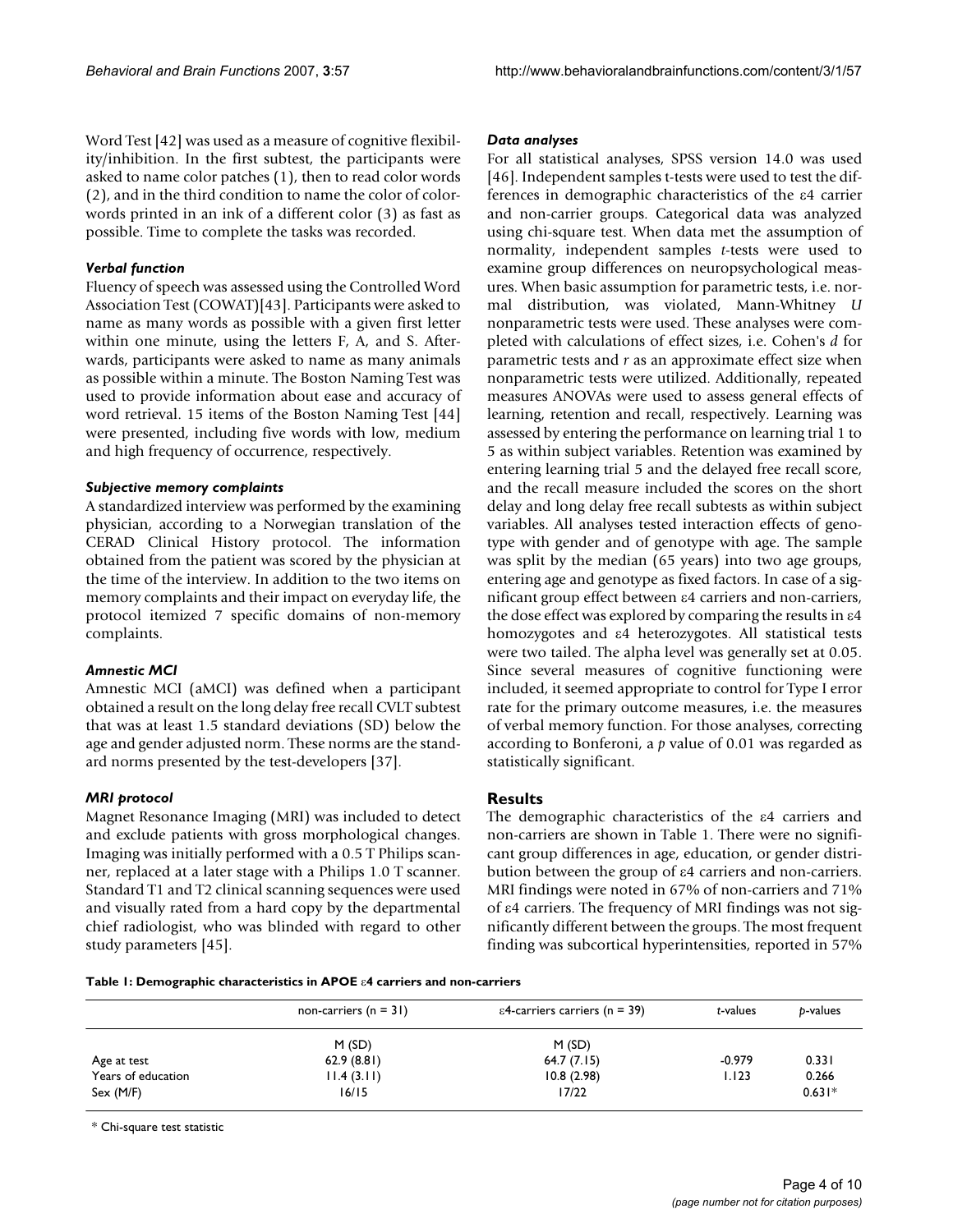Word Test [42] was used as a measure of cognitive flexibility/inhibition. In the first subtest, the participants were asked to name color patches (1), then to read color words (2), and in the third condition to name the color of color-words printed in an ink of a different color (3) as fast as possible. Time to complete the tasks was recorded.

### *Verbal function*

Fluency of speech was assessed using the Controlled Word Association Test (COWAT)[43]. Participants were asked to name as many words as possible with a given first letter within one minute, using the letters F, A, and S. Afterwards, participants were asked to name as many animals as possible within a minute. The Boston Naming Test was used to provide information about ease and accuracy of word retrieval. 15 items of the Boston Naming Test [44] were presented, including five words with low, medium and high frequency of occurrence, respectively.

### *Subjective memory complaints*

A standardized interview was performed by the examining physician, according to a Norwegian translation of the CERAD Clinical History protocol. The information obtained from the patient was scored by the physician at the time of the interview. In addition to the two items on memory complaints and their impact on everyday life, the protocol itemized 7 specific domains of non-memory complaints.

### *Amnestic MCI*

Amnestic MCI (aMCI) was defined when a participant obtained a result on the long delay free recall CVLT subtest that was at least 1.5 standard deviations (SD) below the age and gender adjusted norm. These norms are the standard norms presented by the test-developers [37].

### *MRI protocol*

Magnet Resonance Imaging (MRI) was included to detect and exclude patients with gross morphological changes. Imaging was initially performed with a 0.5 T Philips scanner, replaced at a later stage with a Philips 1.0 T scanner. Standard T1 and T2 clinical scanning sequences were used and visually rated from a hard copy by the departmental chief radiologist, who was blinded with regard to other study parameters [45].

### *Data analyses*

For all statistical analyses, SPSS version 14.0 was used [46]. Independent samples t-tests were used to test the differences in demographic characteristics of the ε4 carrier and non-carrier groups. Categorical data was analyzed using chi-square test. When data met the assumption of normality, independent samples *t*-tests were used to examine group differences on neuropsychological measures. When basic assumption for parametric tests, i.e. normal distribution, was violated, Mann-Whitney *U* nonparametric tests were used. These analyses were completed with calculations of effect sizes, i.e. Cohen's *d* for parametric tests and *r* as an approximate effect size when nonparametric tests were utilized. Additionally, repeated measures ANOVAs were used to assess general effects of learning, retention and recall, respectively. Learning was assessed by entering the performance on learning trial 1 to 5 as within subject variables. Retention was examined by entering learning trial 5 and the delayed free recall score, and the recall measure included the scores on the short delay and long delay free recall subtests as within subject variables. All analyses tested interaction effects of genotype with gender and of genotype with age. The sample was split by the median (65 years) into two age groups, entering age and genotype as fixed factors. In case of a significant group effect between ε4 carriers and non-carriers, the dose effect was explored by comparing the results in ε4 homozygotes and ε4 heterozygotes. All statistical tests were two tailed. The alpha level was generally set at 0.05. Since several measures of cognitive functioning were included, it seemed appropriate to control for Type I error rate for the primary outcome measures, i.e. the measures of verbal memory function. For those analyses, correcting according to Bonferoni, a *p* value of 0.01 was regarded as statistically significant.

## Results

The demographic characteristics of the ε4 carriers and non-carriers are shown in Table 1. There were no significant group differences in age, education, or gender distribution between the group of ε4 carriers and non-carriers. MRI findings were noted in 67% of non-carriers and 71% of ε4 carriers. The frequency of MRI findings was not significantly different between the groups. The most frequent finding was subcortical hyperintensities, reported in 57%

**Table 1: Demographic characteristics in APOE ε4 carriers and non-carriers**

| | non-carriers (n = 31) | ε4-carriers carriers (n = 39) | *t*-values | *p*-values |
|---|---|---|---|---|
| | M (SD) | M (SD) | | |
| Age at test | 62.9 (8.81) | 64.7 (7.15) | -0.979 | 0.331 |
| Years of education | 11.4 (3.11) | 10.8 (2.98) | 1.123 | 0.266 |
| Sex (M/F) | 16/15 | 17/22 | | 0.631* |

\* Chi-square test statistic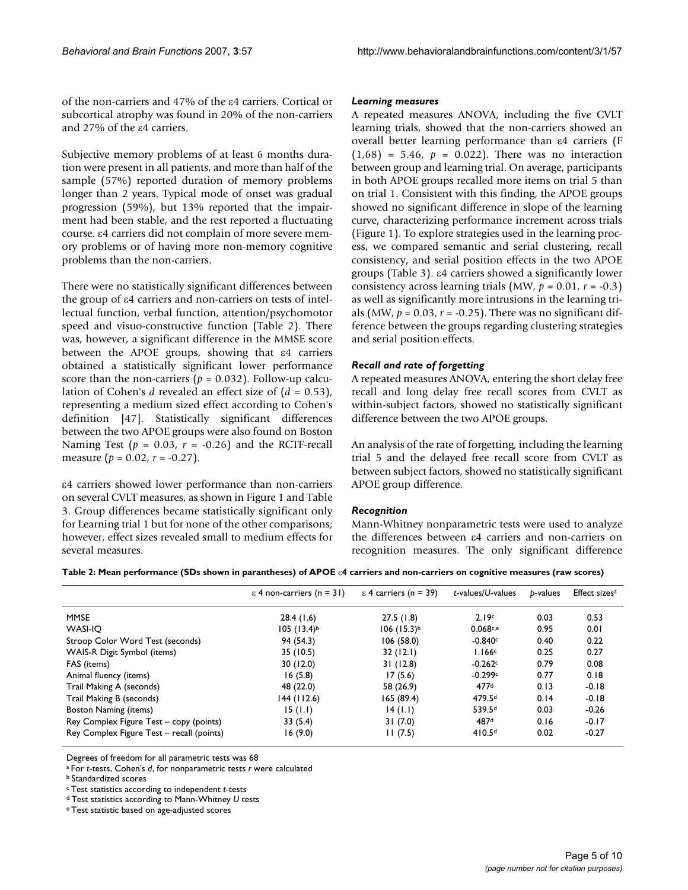of the non-carriers and 47% of the ε4 carriers. Cortical or subcortical atrophy was found in 20% of the non-carriers and 27% of the ε4 carriers.

Subjective memory problems of at least 6 months duration were present in all patients, and more than half of the sample (57%) reported duration of memory problems longer than 2 years. Typical mode of onset was gradual progression (59%), but 13% reported that the impairment had been stable, and the rest reported a fluctuating course. ε4 carriers did not complain of more severe memory problems or of having more non-memory cognitive problems than the non-carriers.

There were no statistically significant differences between the group of ε4 carriers and non-carriers on tests of intellectual function, verbal function, attention/psychomotor speed and visuo-constructive function (Table 2). There was, however, a significant difference in the MMSE score between the APOE groups, showing that ε4 carriers obtained a statistically significant lower performance score than the non-carriers ($p = 0.032$). Follow-up calculation of Cohen's $d$ revealed an effect size of ($d = 0.53$), representing a medium sized effect according to Cohen's definition [47]. Statistically significant differences between the two APOE groups were also found on Boston Naming Test ($p = 0.03$, $r = -0.26$) and the RCTF-recall measure ($p = 0.02$, $r = -0.27$).

ε4 carriers showed lower performance than non-carriers on several CVLT measures, as shown in Figure 1 and Table 3. Group differences became statistically significant only for Learning trial 1 but for none of the other comparisons; however, effect sizes revealed small to medium effects for several measures.

### *Learning measures*

A repeated measures ANOVA, including the five CVLT learning trials, showed that the non-carriers showed an overall better learning performance than ε4 carriers ($F(1,68) = 5.46$, $p = 0.022$). There was no interaction between group and learning trial. On average, participants in both APOE groups recalled more items on trial 5 than on trial 1. Consistent with this finding, the APOE groups showed no significant difference in slope of the learning curve, characterizing performance increment across trials (Figure 1). To explore strategies used in the learning process, we compared semantic and serial clustering, recall consistency, and serial position effects in the two APOE groups (Table 3). ε4 carriers showed a significantly lower consistency across learning trials (MW, $p = 0.01$, $r = -0.3$) as well as significantly more intrusions in the learning trials (MW, $p = 0.03$, $r = -0.25$). There was no significant difference between the groups regarding clustering strategies and serial position effects.

### *Recall and rate of forgetting*

A repeated measures ANOVA, entering the short delay free recall and long delay free recall scores from CVLT as within-subject factors, showed no statistically significant difference between the two APOE groups.

An analysis of the rate of forgetting, including the learning trial 5 and the delayed free recall score from CVLT as between subject factors, showed no statistically significant APOE group difference.

### *Recognition*

Mann-Whitney nonparametric tests were used to analyze the differences between ε4 carriers and non-carriers on recognition measures. The only significant difference

**Table 2: Mean performance (SDs shown in parantheses) of APOE ε4 carriers and non-carriers on cognitive measures (raw scores)**

| | ε 4 non-carriers (n = 31) | ε 4 carriers (n = 39) | *t*-values/*U*-values | *p*-values | Effect sizes[a] |
|---|---|---|---|---|---|
| MMSE | 28.4 (1.6) | 27.5 (1.8) | 2.19[c] | 0.03 | 0.53 |
| WASI-IQ | 105 (13.4)[b] | 106 (15.3)[b] | 0.068[c,e] | 0.95 | 0.01 |
| Stroop Color Word Test (seconds) | 94 (54.3) | 106 (58.0) | -0.840[c] | 0.40 | 0.22 |
| WAIS-R Digit Symbol (items) | 35 (10.5) | 32 (12.1) | 1.166[c] | 0.25 | 0.27 |
| FAS (items) | 30 (12.0) | 31 (12.8) | -0.262[c] | 0.79 | 0.08 |
| Animal fluency (items) | 16 (5.8) | 17 (5.6) | -0.299[c] | 0.77 | 0.18 |
| Trail Making A (seconds) | 48 (22.0) | 58 (26.9) | 477[d] | 0.13 | -0.18 |
| Trail Making B (seconds) | 144 (112.6) | 165 (89.4) | 479.5[d] | 0.14 | -0.18 |
| Boston Naming (items) | 15 (1.1) | 14 (1.1) | 539.5[d] | 0.03 | -0.26 |
| Rey Complex Figure Test – copy (points) | 33 (5.4) | 31 (7.0) | 487[d] | 0.16 | -0.17 |
| Rey Complex Figure Test – recall (points) | 16 (9.0) | 11 (7.5) | 410.5[d] | 0.02 | -0.27 |

Degrees of freedom for all parametric tests was 68

[a] For *t*-tests, Cohen's *d*, for nonparametric tests *r* were calculated

[b] Standardized scores

[c] Test statistics according to independent *t*-tests

[d] Test statistics according to Mann-Whitney *U* tests

[e] Test statistic based on age-adjusted scores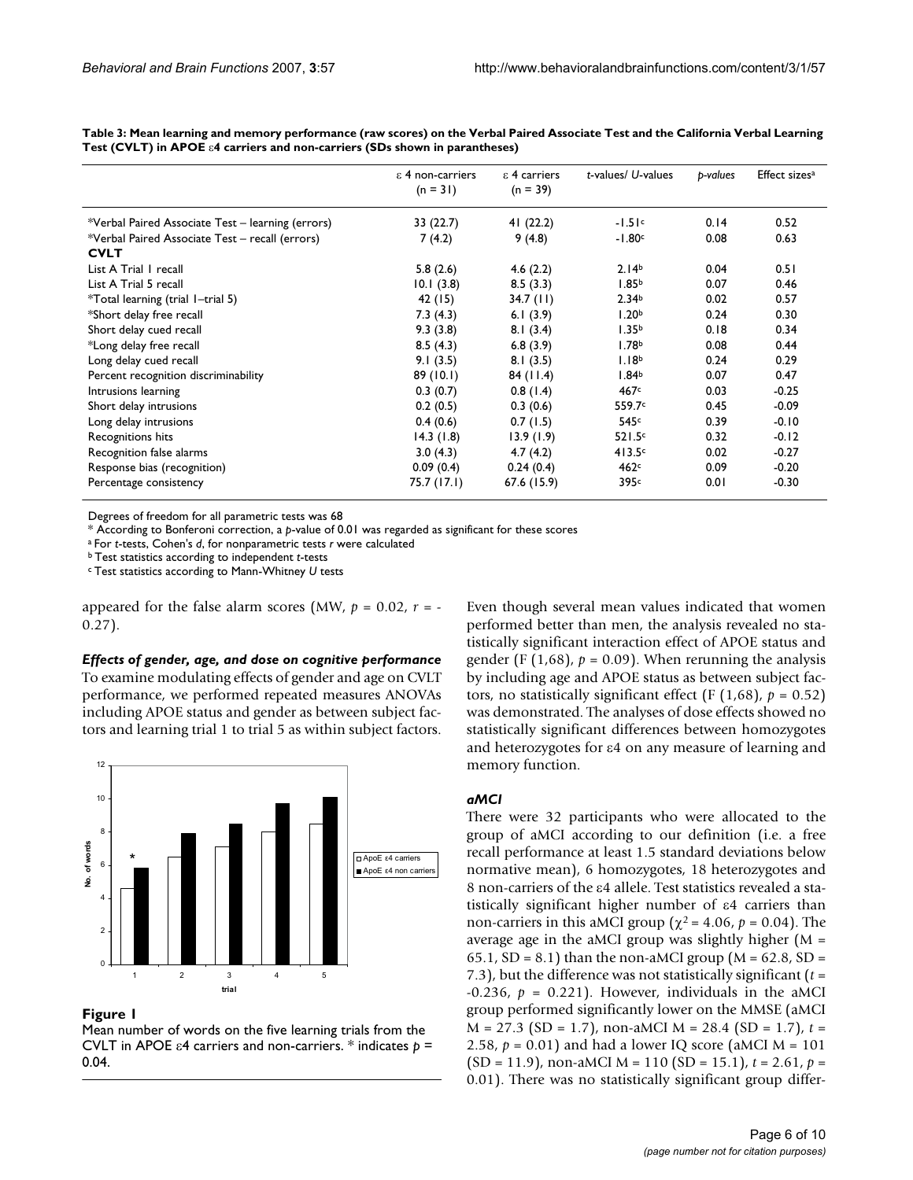**Table 3: Mean learning and memory performance (raw scores) on the Verbal Paired Associate Test and the California Verbal Learning Test (CVLT) in APOE ε4 carriers and non-carriers (SDs shown in parantheses)**

| | ε 4 non-carriers (n = 31) | ε 4 carriers (n = 39) | *t*-values/ *U*-values | *p-values* | Effect sizes[a] |
|---|---|---|---|---|---|
| *Verbal Paired Associate Test – learning (errors) | 33 (22.7) | 41 (22.2) | -1.51[c] | 0.14 | 0.52 |
| *Verbal Paired Associate Test – recall (errors) | 7 (4.2) | 9 (4.8) | -1.80[c] | 0.08 | 0.63 |
| **CVLT** | | | | | |
| List A Trial 1 recall | 5.8 (2.6) | 4.6 (2.2) | 2.14[b] | 0.04 | 0.51 |
| List A Trial 5 recall | 10.1 (3.8) | 8.5 (3.3) | 1.85[b] | 0.07 | 0.46 |
| *Total learning (trial 1–trial 5) | 42 (15) | 34.7 (11) | 2.34[b] | 0.02 | 0.57 |
| *Short delay free recall | 7.3 (4.3) | 6.1 (3.9) | 1.20[b] | 0.24 | 0.30 |
| Short delay cued recall | 9.3 (3.8) | 8.1 (3.4) | 1.35[b] | 0.18 | 0.34 |
| *Long delay free recall | 8.5 (4.3) | 6.8 (3.9) | 1.78[b] | 0.08 | 0.44 |
| Long delay cued recall | 9.1 (3.5) | 8.1 (3.5) | 1.18[b] | 0.24 | 0.29 |
| Percent recognition discriminability | 89 (10.1) | 84 (11.4) | 1.84[b] | 0.07 | 0.47 |
| Intrusions learning | 0.3 (0.7) | 0.8 (1.4) | 467[c] | 0.03 | -0.25 |
| Short delay intrusions | 0.2 (0.5) | 0.3 (0.6) | 559.7[c] | 0.45 | -0.09 |
| Long delay intrusions | 0.4 (0.6) | 0.7 (1.5) | 545[c] | 0.39 | -0.10 |
| Recognitions hits | 14.3 (1.8) | 13.9 (1.9) | 521.5[c] | 0.32 | -0.12 |
| Recognition false alarms | 3.0 (4.3) | 4.7 (4.2) | 413.5[c] | 0.02 | -0.27 |
| Response bias (recognition) | 0.09 (0.4) | 0.24 (0.4) | 462[c] | 0.09 | -0.20 |
| Percentage consistency | 75.7 (17.1) | 67.6 (15.9) | 395[c] | 0.01 | -0.30 |

Degrees of freedom for all parametric tests was 68

* According to Bonferoni correction, a *p*-value of 0.01 was regarded as significant for these scores

[a] For *t*-tests, Cohen's *d*, for nonparametric tests *r* were calculated

[b] Test statistics according to independent *t*-tests

[c] Test statistics according to Mann-Whitney *U* tests

appeared for the false alarm scores (MW, $p = 0.02$, $r = -0.27$).

### *Effects of gender, age, and dose on cognitive performance*

To examine modulating effects of gender and age on CVLT performance, we performed repeated measures ANOVAs including APOE status and gender as between subject factors and learning trial 1 to trial 5 as within subject factors.

**Figure 1**

Mean number of words on the five learning trials from the CVLT in APOE ε4 carriers and non-carriers. * indicates $p = 0.04$.

Even though several mean values indicated that women performed better than men, the analysis revealed no statistically significant interaction effect of APOE status and gender ($F(1,68)$, $p = 0.09$). When rerunning the analysis by including age and APOE status as between subject factors, no statistically significant effect ($F(1,68)$, $p = 0.52$) was demonstrated. The analyses of dose effects showed no statistically significant differences between homozygotes and heterozygotes for ε4 on any measure of learning and memory function.

### *aMCI*

There were 32 participants who were allocated to the group of aMCI according to our definition (i.e. a free recall performance at least 1.5 standard deviations below normative mean), 6 homozygotes, 18 heterozygotes and 8 non-carriers of the ε4 allele. Test statistics revealed a statistically significant higher number of ε4 carriers than non-carriers in this aMCI group ($\chi^2 = 4.06$, $p = 0.04$). The average age in the aMCI group was slightly higher (M = 65.1, SD = 8.1) than the non-aMCI group (M = 62.8, SD = 7.3), but the difference was not statistically significant ($t = -0.236$, $p = 0.221$). However, individuals in the aMCI group performed significantly lower on the MMSE (aMCI M = 27.3 (SD = 1.7), non-aMCI M = 28.4 (SD = 1.7), $t = 2.58$, $p = 0.01$) and had a lower IQ score (aMCI M = 101 (SD = 11.9), non-aMCI M = 110 (SD = 15.1), $t = 2.61$, $p = 0.01$). There was no statistically significant group differ-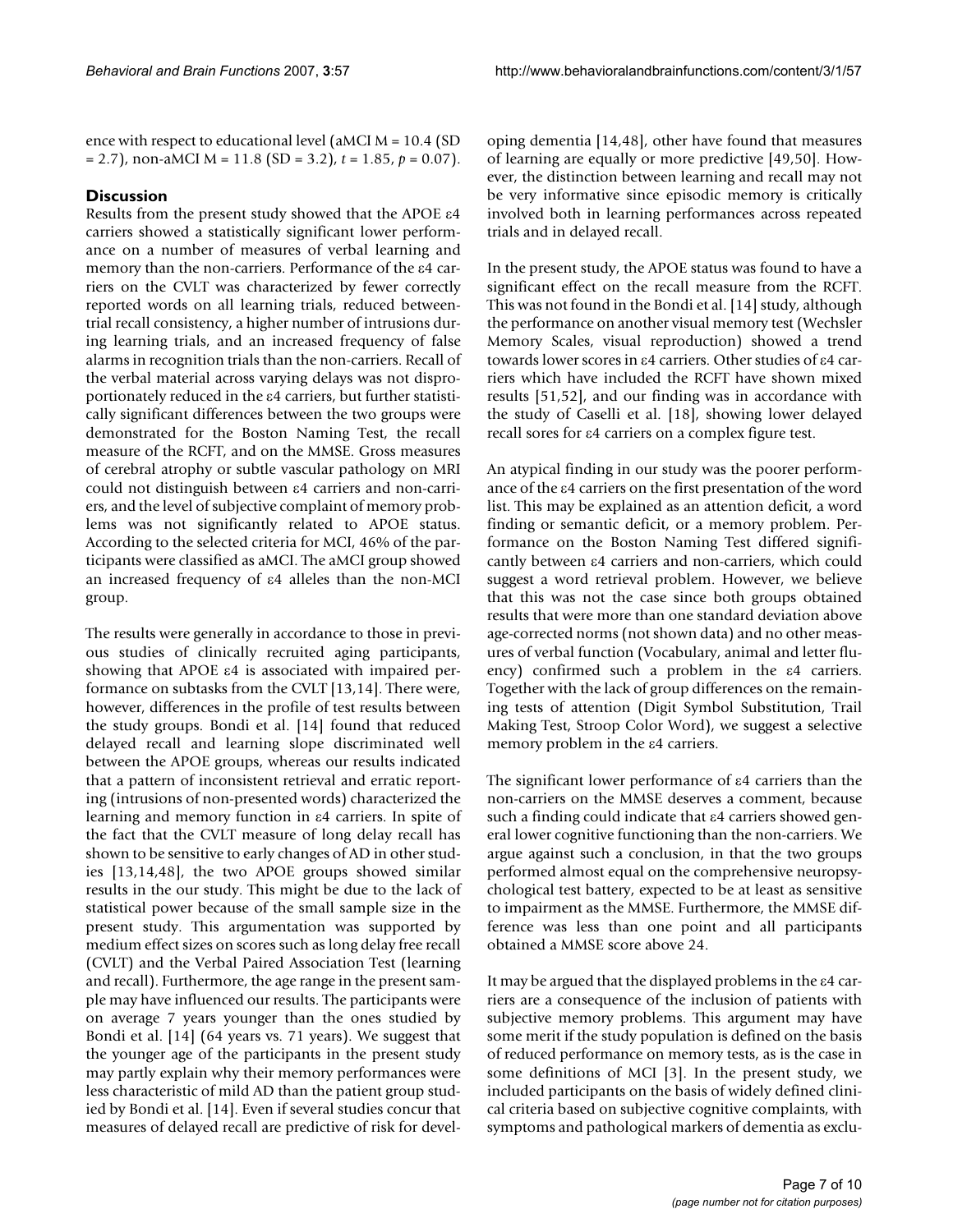ence with respect to educational level (aMCI M = 10.4 (SD = 2.7), non-aMCI M = 11.8 (SD = 3.2), $t = 1.85$, $p = 0.07$).

## Discussion

Results from the present study showed that the APOE ε4 carriers showed a statistically significant lower performance on a number of measures of verbal learning and memory than the non-carriers. Performance of the ε4 carriers on the CVLT was characterized by fewer correctly reported words on all learning trials, reduced between-trial recall consistency, a higher number of intrusions during learning trials, and an increased frequency of false alarms in recognition trials than the non-carriers. Recall of the verbal material across varying delays was not disproportionately reduced in the ε4 carriers, but further statistically significant differences between the two groups were demonstrated for the Boston Naming Test, the recall measure of the RCFT, and on the MMSE. Gross measures of cerebral atrophy or subtle vascular pathology on MRI could not distinguish between ε4 carriers and non-carriers, and the level of subjective complaint of memory problems was not significantly related to APOE status. According to the selected criteria for MCI, 46% of the participants were classified as aMCI. The aMCI group showed an increased frequency of ε4 alleles than the non-MCI group.

The results were generally in accordance to those in previous studies of clinically recruited aging participants, showing that APOE ε4 is associated with impaired performance on subtasks from the CVLT [13,14]. There were, however, differences in the profile of test results between the study groups. Bondi et al. [14] found that reduced delayed recall and learning slope discriminated well between the APOE groups, whereas our results indicated that a pattern of inconsistent retrieval and erratic reporting (intrusions of non-presented words) characterized the learning and memory function in ε4 carriers. In spite of the fact that the CVLT measure of long delay recall has shown to be sensitive to early changes of AD in other studies [13,14,48], the two APOE groups showed similar results in the our study. This might be due to the lack of statistical power because of the small sample size in the present study. This argumentation was supported by medium effect sizes on scores such as long delay free recall (CVLT) and the Verbal Paired Association Test (learning and recall). Furthermore, the age range in the present sample may have influenced our results. The participants were on average 7 years younger than the ones studied by Bondi et al. [14] (64 years vs. 71 years). We suggest that the younger age of the participants in the present study may partly explain why their memory performances were less characteristic of mild AD than the patient group studied by Bondi et al. [14]. Even if several studies concur that measures of delayed recall are predictive of risk for developing dementia [14,48], other have found that measures of learning are equally or more predictive [49,50]. However, the distinction between learning and recall may not be very informative since episodic memory is critically involved both in learning performances across repeated trials and in delayed recall.

In the present study, the APOE status was found to have a significant effect on the recall measure from the RCFT. This was not found in the Bondi et al. [14] study, although the performance on another visual memory test (Wechsler Memory Scales, visual reproduction) showed a trend towards lower scores in ε4 carriers. Other studies of ε4 carriers which have included the RCFT have shown mixed results [51,52], and our finding was in accordance with the study of Caselli et al. [18], showing lower delayed recall sores for ε4 carriers on a complex figure test.

An atypical finding in our study was the poorer performance of the ε4 carriers on the first presentation of the word list. This may be explained as an attention deficit, a word finding or semantic deficit, or a memory problem. Performance on the Boston Naming Test differed significantly between ε4 carriers and non-carriers, which could suggest a word retrieval problem. However, we believe that this was not the case since both groups obtained results that were more than one standard deviation above age-corrected norms (not shown data) and no other measures of verbal function (Vocabulary, animal and letter fluency) confirmed such a problem in the ε4 carriers. Together with the lack of group differences on the remaining tests of attention (Digit Symbol Substitution, Trail Making Test, Stroop Color Word), we suggest a selective memory problem in the ε4 carriers.

The significant lower performance of ε4 carriers than the non-carriers on the MMSE deserves a comment, because such a finding could indicate that ε4 carriers showed general lower cognitive functioning than the non-carriers. We argue against such a conclusion, in that the two groups performed almost equal on the comprehensive neuropsychological test battery, expected to be at least as sensitive to impairment as the MMSE. Furthermore, the MMSE difference was less than one point and all participants obtained a MMSE score above 24.

It may be argued that the displayed problems in the ε4 carriers are a consequence of the inclusion of patients with subjective memory problems. This argument may have some merit if the study population is defined on the basis of reduced performance on memory tests, as is the case in some definitions of MCI [3]. In the present study, we included participants on the basis of widely defined clinical criteria based on subjective cognitive complaints, with symptoms and pathological markers of dementia as exclu-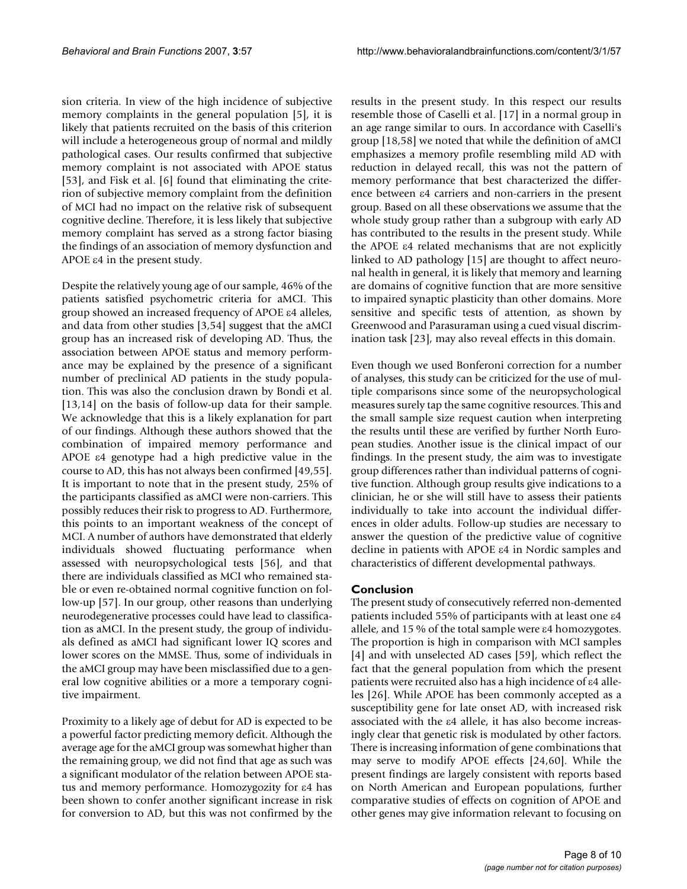sion criteria. In view of the high incidence of subjective memory complaints in the general population [5], it is likely that patients recruited on the basis of this criterion will include a heterogeneous group of normal and mildly pathological cases. Our results confirmed that subjective memory complaint is not associated with APOE status [53], and Fisk et al. [6] found that eliminating the criterion of subjective memory complaint from the definition of MCI had no impact on the relative risk of subsequent cognitive decline. Therefore, it is less likely that subjective memory complaint has served as a strong factor biasing the findings of an association of memory dysfunction and APOE ε4 in the present study.

Despite the relatively young age of our sample, 46% of the patients satisfied psychometric criteria for aMCI. This group showed an increased frequency of APOE ε4 alleles, and data from other studies [3,54] suggest that the aMCI group has an increased risk of developing AD. Thus, the association between APOE status and memory performance may be explained by the presence of a significant number of preclinical AD patients in the study population. This was also the conclusion drawn by Bondi et al. [13,14] on the basis of follow-up data for their sample. We acknowledge that this is a likely explanation for part of our findings. Although these authors showed that the combination of impaired memory performance and APOE ε4 genotype had a high predictive value in the course to AD, this has not always been confirmed [49,55]. It is important to note that in the present study, 25% of the participants classified as aMCI were non-carriers. This possibly reduces their risk to progress to AD. Furthermore, this points to an important weakness of the concept of MCI. A number of authors have demonstrated that elderly individuals showed fluctuating performance when assessed with neuropsychological tests [56], and that there are individuals classified as MCI who remained stable or even re-obtained normal cognitive function on follow-up [57]. In our group, other reasons than underlying neurodegenerative processes could have lead to classification as aMCI. In the present study, the group of individuals defined as aMCI had significant lower IQ scores and lower scores on the MMSE. Thus, some of individuals in the aMCI group may have been misclassified due to a general low cognitive abilities or a more a temporary cognitive impairment.

Proximity to a likely age of debut for AD is expected to be a powerful factor predicting memory deficit. Although the average age for the aMCI group was somewhat higher than the remaining group, we did not find that age as such was a significant modulator of the relation between APOE status and memory performance. Homozygozity for ε4 has been shown to confer another significant increase in risk for conversion to AD, but this was not confirmed by the results in the present study. In this respect our results resemble those of Caselli et al. [17] in a normal group in an age range similar to ours. In accordance with Caselli's group [18,58] we noted that while the definition of aMCI emphasizes a memory profile resembling mild AD with reduction in delayed recall, this was not the pattern of memory performance that best characterized the difference between ε4 carriers and non-carriers in the present group. Based on all these observations we assume that the whole study group rather than a subgroup with early AD has contributed to the results in the present study. While the APOE ε4 related mechanisms that are not explicitly linked to AD pathology [15] are thought to affect neuronal health in general, it is likely that memory and learning are domains of cognitive function that are more sensitive to impaired synaptic plasticity than other domains. More sensitive and specific tests of attention, as shown by Greenwood and Parasuraman using a cued visual discrimination task [23], may also reveal effects in this domain.

Even though we used Bonferoni correction for a number of analyses, this study can be criticized for the use of multiple comparisons since some of the neuropsychological measures surely tap the same cognitive resources. This and the small sample size request caution when interpreting the results until these are verified by further North European studies. Another issue is the clinical impact of our findings. In the present study, the aim was to investigate group differences rather than individual patterns of cognitive function. Although group results give indications to a clinician, he or she will still have to assess their patients individually to take into account the individual differences in older adults. Follow-up studies are necessary to answer the question of the predictive value of cognitive decline in patients with APOE ε4 in Nordic samples and characteristics of different developmental pathways.

## Conclusion

The present study of consecutively referred non-demented patients included 55% of participants with at least one ε4 allele, and 15 % of the total sample were ε4 homozygotes. The proportion is high in comparison with MCI samples [4] and with unselected AD cases [59], which reflect the fact that the general population from which the present patients were recruited also has a high incidence of ε4 alleles [26]. While APOE has been commonly accepted as a susceptibility gene for late onset AD, with increased risk associated with the ε4 allele, it has also become increasingly clear that genetic risk is modulated by other factors. There is increasing information of gene combinations that may serve to modify APOE effects [24,60]. While the present findings are largely consistent with reports based on North American and European populations, further comparative studies of effects on cognition of APOE and other genes may give information relevant to focusing on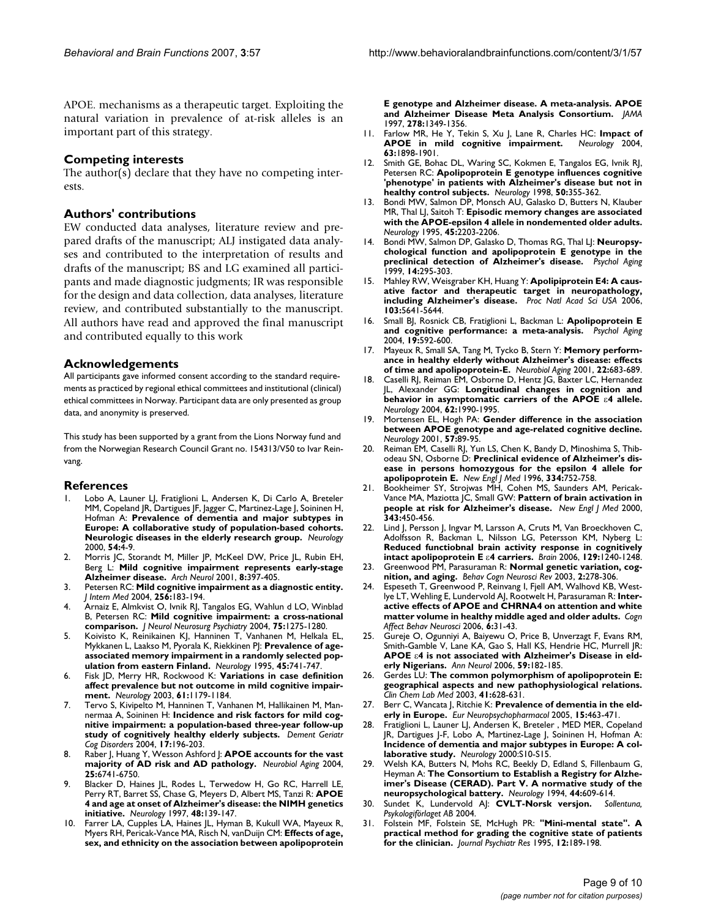APOE. mechanisms as a therapeutic target. Exploiting the natural variation in prevalence of at-risk alleles is an important part of this strategy.

## Competing interests

The author(s) declare that they have no competing interests.

## Authors' contributions

EW conducted data analyses, literature review and prepared drafts of the manuscript; ALJ instigated data analyses and contributed to the interpretation of results and drafts of the manuscript; BS and LG examined all participants and made diagnostic judgments; IR was responsible for the design and data collection, data analyses, literature review, and contributed substantially to the manuscript. All authors have read and approved the final manuscript and contributed equally to this work

## Acknowledgements

All participants gave informed consent according to the standard requirements as practiced by regional ethical committees and institutional (clinical) ethical committees in Norway. Participant data are only presented as group data, and anonymity is preserved.

This study has been supported by a grant from the Lions Norway fund and from the Norwegian Research Council Grant no. 154313/V50 to Ivar Reinvang.

## References

1. Lobo A, Launer LJ, Fratiglioni L, Andersen K, Di Carlo A, Breteler MM, Copeland JR, Dartigues JF, Jagger C, Martinez-Lage J, Soininen H, Hofman A: **Prevalence of dementia and major subtypes in Europe: A collaborative study of population-based cohorts. Neurologic diseases in the elderly research group.** *Neurology* 2000, **54:**4-9.
2. Morris JC, Storandt M, Miller JP, McKeel DW, Price JL, Rubin EH, Berg L: **Mild cognitive impairment represents early-stage Alzheimer disease.** *Arch Neurol* 2001, **8:**397-405.
3. Petersen RC: **Mild cognitive impairment as a diagnostic entity.** *J Intern Med* 2004, **256:**183-194.
4. Arnaiz E, Almkvist O, Ivnik RJ, Tangalos EG, Wahlun d LO, Winblad B, Petersen RC: **Mild cognitive impairment: a cross-national comparison.** *J Neurol Neurosurg Psychiatry* 2004, **75:**1275-1280.
5. Koivisto K, Reinikainen KJ, Hanninen T, Vanhanen M, Helkala EL, Mykkanen L, Laakso M, Pyorala K, Riekkinen PJ: **Prevalence of age-associated memory impairment in a randomly selected population from eastern Finland.** *Neurology* 1995, **45:**741-747.
6. Fisk JD, Merry HR, Rockwood K: **Variations in case definition affect prevalence but not outcome in mild cognitive impairment.** *Neurology* 2003, **61:**1179-1184.
7. Tervo S, Kivipelto M, Hanninen T, Vanhanen M, Hallikainen M, Mannermaa A, Soininen H: **Incidence and risk factors for mild cognitive impairment: a population-based three-year follow-up study of cognitively healthy elderly subjects.** *Dement Geriatr Cog Disorders* 2004, **17:**196-203.
8. Raber J, Huang Y, Wesson Ashford J: **APOE accounts for the vast majority of AD risk and AD pathology.** *Neurobiol Aging* 2004, **25:**6741-6750.
9. Blacker D, Haines JL, Rodes L, Terwedow H, Go RC, Harrell LE, Perry RT, Barret SS, Chase G, Meyers D, Albert MS, Tanzi R: **APOE 4 and age at onset of Alzheimer's disease: the NIMH genetics initiative.** *Neurology* 1997, **48:**139-147.
10. Farrer LA, Cupples LA, Haines JL, Hyman B, Kukull WA, Mayeux R, Myers RH, Pericak-Vance MA, Risch N, vanDuijn CM: **Effects of age, sex, and ethnicity on the association between apolipoprotein E genotype and Alzheimer disease. A meta-analysis. APOE and Alzheimer Disease Meta Analysis Consortium.** *JAMA* 1997, **278:**1349-1356.
11. Farlow MR, He Y, Tekin S, Xu J, Lane R, Charles HC: **Impact of APOE in mild cognitive impairment.** *Neurology* 2004, **63:**1898-1901.
12. Smith GE, Bohac DL, Waring SC, Kokmen E, Tangalos EG, Ivnik RJ, Petersen RC: **Apolipoprotein E genotype influences cognitive 'phenotype' in patients with Alzheimer's disease but not in healthy control subjects.** *Neurology* 1998, **50:**355-362.
13. Bondi MW, Salmon DP, Monsch AU, Galasko D, Butters N, Klauber MR, Thal LJ, Saitoh T: **Episodic memory changes are associated with the APOE-epsilon 4 allele in nondemented older adults.** *Neurology* 1995, **45:**2203-2206.
14. Bondi MW, Salmon DP, Galasko D, Thomas RG, Thal LJ: **Neuropsychological function and apolipoprotein E genotype in the preclinical detection of Alzheimer's disease.** *Psychol Aging* 1999, **14:**295-303.
15. Mahley RW, Weisgraber KH, Huang Y: **Apolipiprotein E4: A causative factor and therapeutic target in neuropathology, including Alzheimer's disease.** *Proc Natl Acad Sci USA* 2006, **103:**5641-5644.
16. Small BJ, Rosnick CB, Fratiglioni L, Backman L: **Apolipoprotein E and cognitive performance: a meta-analysis.** *Psychol Aging* 2004, **19:**592-600.
17. Mayeux R, Small SA, Tang M, Tycko B, Stern Y: **Memory performance in healthy elderly without Alzheimer's disease: effects of time and apolipoprotein-E.** *Neurobiol Aging* 2001, **22:**683-689.
18. Caselli RJ, Reiman EM, Osborne D, Hentz JG, Baxter LC, Hernandez JL, Alexander GG: **Longitudinal changes in cognition and behavior in asymptomatic carriers of the APOE ε4 allele.** *Neurology* 2004, **62:**1990-1995.
19. Mortensen EL, Hogh PA: **Gender difference in the association between APOE genotype and age-related cognitive decline.** *Neurology* 2001, **57:**89-95.
20. Reiman EM, Caselli RJ, Yun LS, Chen K, Bandy D, Minoshima S, Thibodeau SN, Osborne D: **Preclinical evidence of Alzheimer's disease in persons homozygous for the epsilon 4 allele for apolipoprotein E.** *New Engl J Med* 1996, **334:**752-758.
21. Bookheimer SY, Strojwas MH, Cohen MS, Saunders AM, Pericak-Vance MA, Maziotta JC, Small GW: **Pattern of brain activation in people at risk for Alzheimer's disease.** *New Engl J Med* 2000, **343:**450-456.
22. Lind J, Persson J, Ingvar M, Larsson A, Cruts M, Van Broeckhoven C, Adolfsson R, Backman L, Nilsson LG, Petersson KM, Nyberg L: **Reduced functiobnal brain activity response in cognitively intact apolipoprotein E ε4 carriers.** *Brain* 2006, **129:**1240-1248.
23. Greenwood PM, Parasuraman R: **Normal genetic variation, cognition, and aging.** *Behav Cogn Neurosci Rev* 2003, **2:**278-306.
24. Espeseth T, Greenwood P, Reinvang I, Fjell AM, Walhovd KB, Westlye LT, Wehling E, Lundervold AJ, Rootwelt H, Parasuraman R: **Interactive effects of APOE and CHRNA4 on attention and white matter volume in healthy middle aged and older adults.** *Cogn Affect Behav Neurosci* 2006, **6:**31-43.
25. Gureje O, Ogunniyi A, Baiyewu O, Price B, Unverzagt F, Evans RM, Smith-Gamble V, Lane KA, Gao S, Hall KS, Hendrie HC, Murrell JR: **APOE ε4 is not associated with Alzheimer's Disease in elderly Nigerians.** *Ann Neurol* 2006, **59:**182-185.
26. Gerdes LU: **The common polymorphism of apolipoprotein E: geographical aspects and new pathophysiological relations.** *Clin Chem Lab Med* 2003, **41:**628-631.
27. Berr C, Wancata J, Ritchie K: **Prevalence of dementia in the elderly in Europe.** *Eur Neuropsychopharmacol* 2005, **15:**463-471.
28. Fratiglioni L, Launer LJ, Andersen K, Breteler , MED MER, Copeland JR, Dartigues J-F, Lobo A, Martinez-Lage J, Soininen H, Hofman A: **Incidence of dementia and major subtypes in Europe: A collaborative study.** *Neurology* 2000:S10-S15.
29. Welsh KA, Butters N, Mohs RC, Beekly D, Edland S, Fillenbaum G, Heyman A: **The Consortium to Establish a Registry for Alzheimer's Disease (CERAD). Part V. A normative study of the neuropsychological battery.** *Neurology* 1994, **44:**609-614.
30. Sundet K, Lundervold AJ: **CVLT-Norsk versjon.** *Sollentuna, Psykologiförlaget AB* 2004.
31. Folstein MF, Folstein SE, McHugh PR: **"Mini-mental state". A practical method for grading the cognitive state of patients for the clinician.** *Journal Psychiatr Res* 1995, **12:**189-198.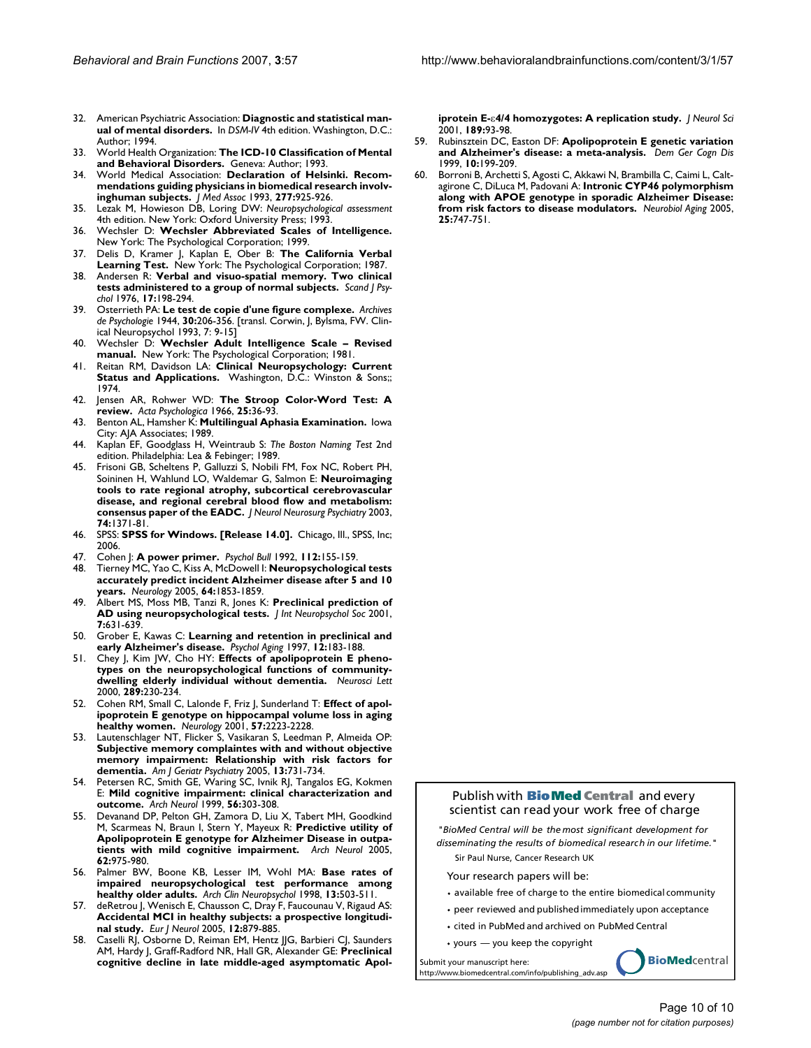32. American Psychiatric Association: **Diagnostic and statistical manual of mental disorders.** In *DSM-IV* 4th edition. Washington, D.C.: Author; 1994.
33. World Health Organization: **The ICD-10 Classification of Mental and Behavioral Disorders.** Geneva: Author; 1993.
34. World Medical Association: **Declaration of Helsinki. Recommendations guiding physicians in biomedical research involvinghuman subjects.** *J Med Assoc* 1993, **277:**925-926.
35. Lezak M, Howieson DB, Loring DW: *Neuropsychological assessment* 4th edition. New York: Oxford University Press; 1993.
36. Wechsler D: **Wechsler Abbreviated Scales of Intelligence.** New York: The Psychological Corporation; 1999.
37. Delis D, Kramer J, Kaplan E, Ober B: **The California Verbal Learning Test.** New York: The Psychological Corporation; 1987.
38. Andersen R: **Verbal and visuo-spatial memory. Two clinical tests administered to a group of normal subjects.** *Scand J Psychol* 1976, **17:**198-294.
39. Osterrieth PA: **Le test de copie d'une figure complexe.** *Archives de Psychologie* 1944, **30:**206-356. [transl. Corwin, J, Bylsma, FW. Clinical Neuropsychol 1993, 7: 9-15]
40. Wechsler D: **Wechsler Adult Intelligence Scale – Revised manual.** New York: The Psychological Corporation; 1981.
41. Reitan RM, Davidson LA: **Clinical Neuropsychology: Current Status and Applications.** Washington, D.C.: Winston & Sons;; 1974.
42. Jensen AR, Rohwer WD: **The Stroop Color-Word Test: A review.** *Acta Psychologica* 1966, **25:**36-93.
43. Benton AL, Hamsher K: **Multilingual Aphasia Examination.** Iowa City: AJA Associates; 1989.
44. Kaplan EF, Goodglass H, Weintraub S: *The Boston Naming Test* 2nd edition. Philadelphia: Lea & Febinger; 1989.
45. Frisoni GB, Scheltens P, Galluzzi S, Nobili FM, Fox NC, Robert PH, Soininen H, Wahlund LO, Waldemar G, Salmon E: **Neuroimaging tools to rate regional atrophy, subcortical cerebrovascular disease, and regional cerebral blood flow and metabolism: consensus paper of the EADC.** *J Neurol Neurosurg Psychiatry* 2003, **74:**1371-81.
46. SPSS: **SPSS for Windows. [Release 14.0].** Chicago, Ill., SPSS, Inc; 2006.
47. Cohen J: **A power primer.** *Psychol Bull* 1992, **112:**155-159.
48. Tierney MC, Yao C, Kiss A, McDowell I: **Neuropsychological tests accurately predict incident Alzheimer disease after 5 and 10 years.** *Neurology* 2005, **64:**1853-1859.
49. Albert MS, Moss MB, Tanzi R, Jones K: **Preclinical prediction of AD using neuropsychological tests.** *J Int Neuropsychol Soc* 2001, **7:**631-639.
50. Grober E, Kawas C: **Learning and retention in preclinical and early Alzheimer's disease.** *Psychol Aging* 1997, **12:**183-188.
51. Chey J, Kim JW, Cho HY: **Effects of apolipoprotein E phenotypes on the neuropsychological functions of community-dwelling elderly individual without dementia.** *Neurosci Lett* 2000, **289:**230-234.
52. Cohen RM, Small C, Lalonde F, Friz J, Sunderland T: **Effect of apolipoprotein E genotype on hippocampal volume loss in aging healthy women.** *Neurology* 2001, **57:**2223-2228.
53. Lautenschlager NT, Flicker S, Vasikaran S, Leedman P, Almeida OP: **Subjective memory complaintes with and without objective memory impairment: Relationship with risk factors for dementia.** *Am J Geriatr Psychiatry* 2005, **13:**731-734.
54. Petersen RC, Smith GE, Waring SC, Ivnik RJ, Tangalos EG, Kokmen E: **Mild cognitive impairment: clinical characterization and outcome.** *Arch Neurol* 1999, **56:**303-308.
55. Devanand DP, Pelton GH, Zamora D, Liu X, Tabert MH, Goodkind M, Scarmeas N, Braun I, Stern Y, Mayeux R: **Predictive utility of Apolipoprotein E genotype for Alzheimer Disease in outpatients with mild cognitive impairment.** *Arch Neurol* 2005, **62:**975-980.
56. Palmer BW, Boone KB, Lesser IM, Wohl MA: **Base rates of impaired neuropsychological test performance among healthy older adults.** *Arch Clin Neuropsychol* 1998, **13:**503-511.
57. deRetrou J, Wenisch E, Chausson C, Dray F, Faucounau V, Rigaud AS: **Accidental MCI in healthy subjects: a prospective longitudinal study.** *Eur J Neurol* 2005, **12:**879-885.
58. Caselli RJ, Osborne D, Reiman EM, Hentz JJG, Barbieri CJ, Saunders AM, Hardy J, Graff-Radford NR, Hall GR, Alexander GE: **Preclinical cognitive decline in late middle-aged asymptomatic Apolipoprotein E-ε4/4 homozygotes: A replication study.** *J Neurol Sci* 2001, **189:**93-98.
59. Rubinsztein DC, Easton DF: **Apolipoprotein E genetic variation and Alzheimer's disease: a meta-analysis.** *Dem Ger Cogn Dis* 1999, **10:**199-209.
60. Borroni B, Archetti S, Agosti C, Akkawi N, Brambilla C, Caimi L, Caltagirone C, DiLuca M, Padovani A: **Intronic CYP46 polymorphism along with APOE genotype in sporadic Alzheimer Disease: from risk factors to disease modulators.** *Neurobiol Aging* 2005, **25:**747-751.

Publish with **BioMed Central** and every scientist can read your work free of charge

*"BioMed Central will be the most significant development for disseminating the results of biomedical research in our lifetime."*
Sir Paul Nurse, Cancer Research UK

Your research papers will be:

- available free of charge to the entire biomedical community
- peer reviewed and published immediately upon acceptance
- cited in PubMed and archived on PubMed Central
- yours — you keep the copyright

Submit your manuscript here:
http://www.biomedcentral.com/info/publishing_adv.asp

BioMedcentral